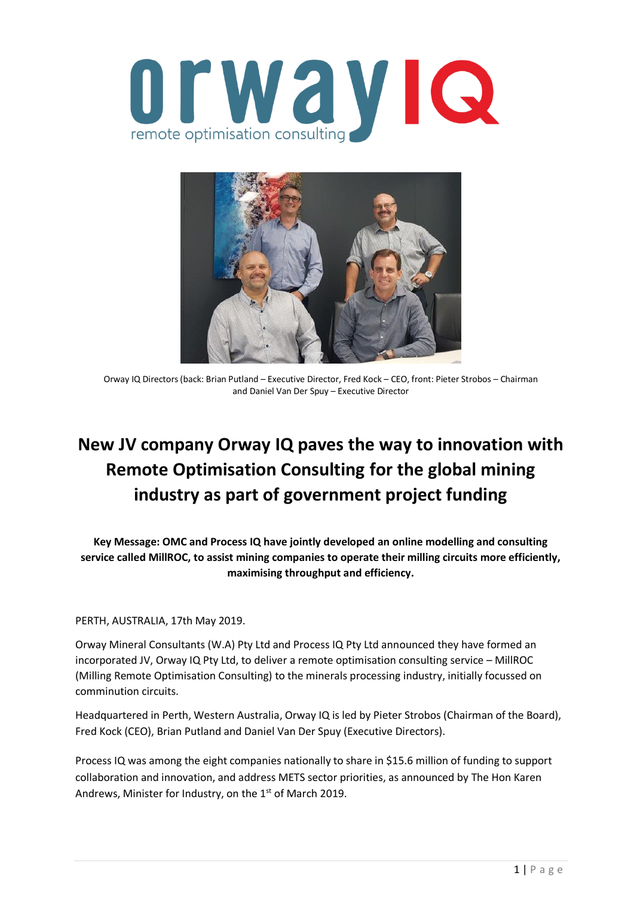Orway IQ Directors (back: Brian Putland – Executive Director, Fred Kock – CEO, front: Pieter Strobos – Chairman and Daniel Van Der Spuy – Executive Director

# New JV company Orway IQ paves the way to innovation with Remote Optimisation Consulting for the global mining industry as part of government project funding

**Key Message: OMC and Process IQ have jointly developed an online modelling and consulting service called MillROC, to assist mining companies to operate their milling circuits more efficiently, maximising throughput and efficiency.**

PERTH, AUSTRALIA, 17th May 2019.

Orway Mineral Consultants (W.A) Pty Ltd and Process IQ Pty Ltd announced they have formed an incorporated JV, Orway IQ Pty Ltd, to deliver a remote optimisation consulting service – MillROC (Milling Remote Optimisation Consulting) to the minerals processing industry, initially focussed on comminution circuits.

Headquartered in Perth, Western Australia, Orway IQ is led by Pieter Strobos (Chairman of the Board), Fred Kock (CEO), Brian Putland and Daniel Van Der Spuy (Executive Directors).

Process IQ was among the eight companies nationally to share in $15.6 million of funding to support collaboration and innovation, and address METS sector priorities, as announced by The Hon Karen Andrews, Minister for Industry, on the 1st of March 2019.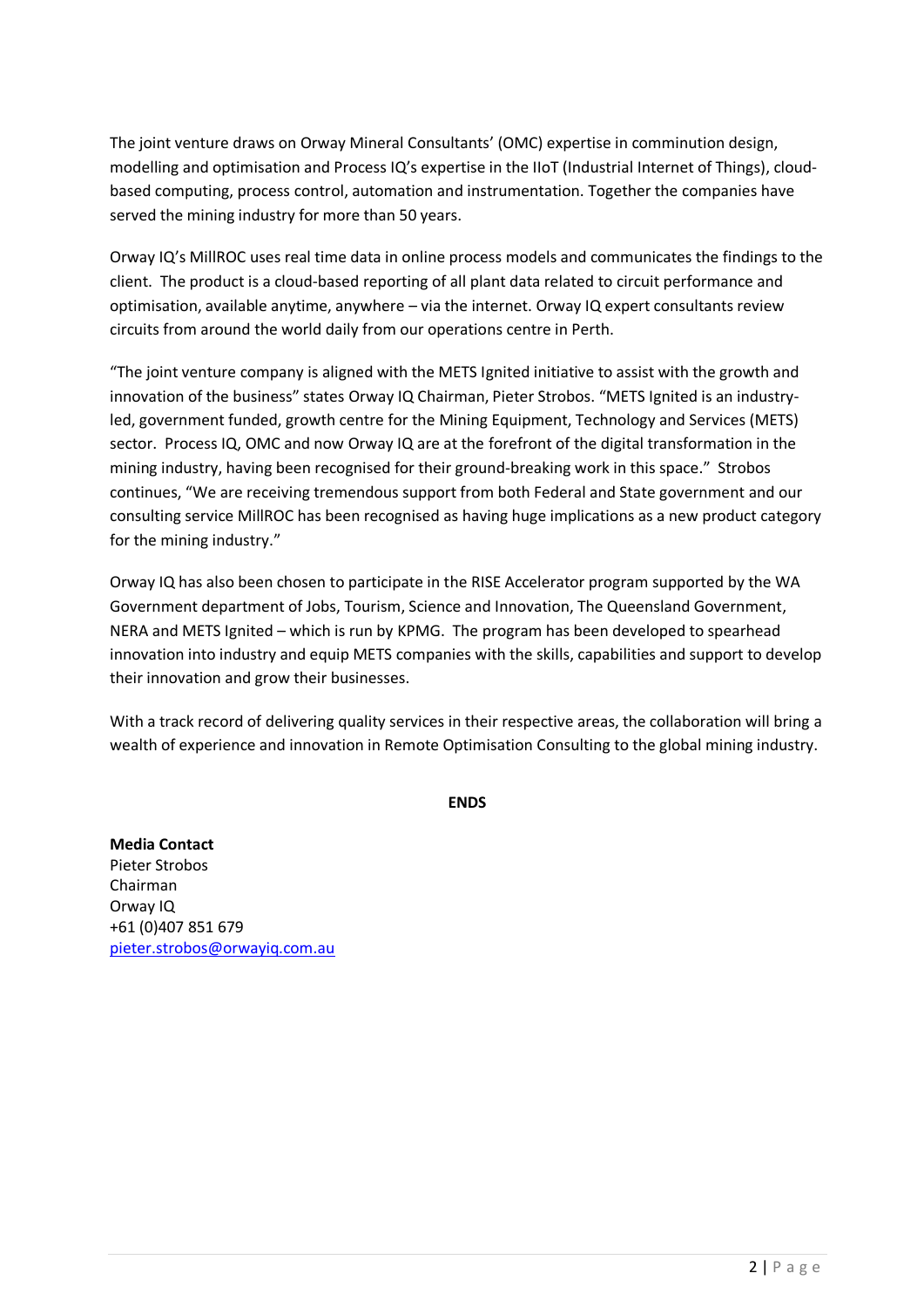The joint venture draws on Orway Mineral Consultants' (OMC) expertise in comminution design, modelling and optimisation and Process IQ's expertise in the IIoT (Industrial Internet of Things), cloud-based computing, process control, automation and instrumentation. Together the companies have served the mining industry for more than 50 years.

Orway IQ's MillROC uses real time data in online process models and communicates the findings to the client. The product is a cloud-based reporting of all plant data related to circuit performance and optimisation, available anytime, anywhere – via the internet. Orway IQ expert consultants review circuits from around the world daily from our operations centre in Perth.

"The joint venture company is aligned with the METS Ignited initiative to assist with the growth and innovation of the business" states Orway IQ Chairman, Pieter Strobos. "METS Ignited is an industry-led, government funded, growth centre for the Mining Equipment, Technology and Services (METS) sector. Process IQ, OMC and now Orway IQ are at the forefront of the digital transformation in the mining industry, having been recognised for their ground-breaking work in this space." Strobos continues, "We are receiving tremendous support from both Federal and State government and our consulting service MillROC has been recognised as having huge implications as a new product category for the mining industry."

Orway IQ has also been chosen to participate in the RISE Accelerator program supported by the WA Government department of Jobs, Tourism, Science and Innovation, The Queensland Government, NERA and METS Ignited – which is run by KPMG. The program has been developed to spearhead innovation into industry and equip METS companies with the skills, capabilities and support to develop their innovation and grow their businesses.

With a track record of delivering quality services in their respective areas, the collaboration will bring a wealth of experience and innovation in Remote Optimisation Consulting to the global mining industry.

**ENDS**

**Media Contact**
Pieter Strobos
Chairman
Orway IQ
+61 (0)407 851 679
pieter.strobos@orwayiq.com.au